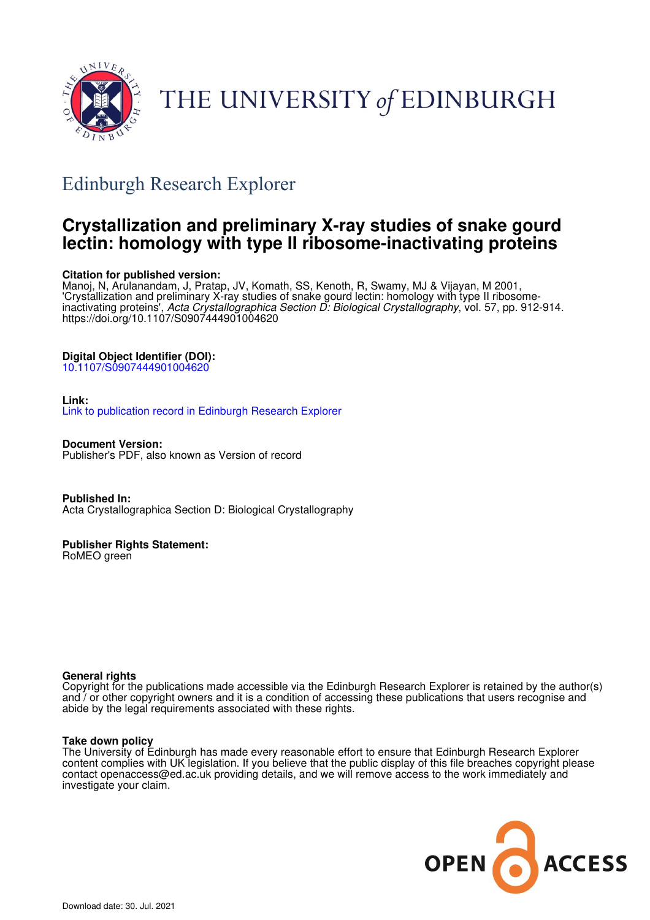THE UNIVERSITY *of* EDINBURGH

## Edinburgh Research Explorer

# Crystallization and preliminary X-ray studies of snake gourd lectin: homology with type II ribosome-inactivating proteins

**Citation for published version:**
Manoj, N, Arulanandam, J, Pratap, JV, Komath, SS, Kenoth, R, Swamy, MJ & Vijayan, M 2001, 'Crystallization and preliminary X-ray studies of snake gourd lectin: homology with type II ribosome-inactivating proteins', *Acta Crystallographica Section D: Biological Crystallography*, vol. 57, pp. 912-914. https://doi.org/10.1107/S0907444901004620

**Digital Object Identifier (DOI):**
10.1107/S0907444901004620

**Link:**
Link to publication record in Edinburgh Research Explorer

**Document Version:**
Publisher's PDF, also known as Version of record

**Published In:**
Acta Crystallographica Section D: Biological Crystallography

**Publisher Rights Statement:**
RoMEO green

**General rights**
Copyright for the publications made accessible via the Edinburgh Research Explorer is retained by the author(s) and / or other copyright owners and it is a condition of accessing these publications that users recognise and abide by the legal requirements associated with these rights.

**Take down policy**
The University of Edinburgh has made every reasonable effort to ensure that Edinburgh Research Explorer content complies with UK legislation. If you believe that the public display of this file breaches copyright please contact openaccess@ed.ac.uk providing details, and we will remove access to the work immediately and investigate your claim.

OPEN ACCESS

Download date: 30. Jul. 2021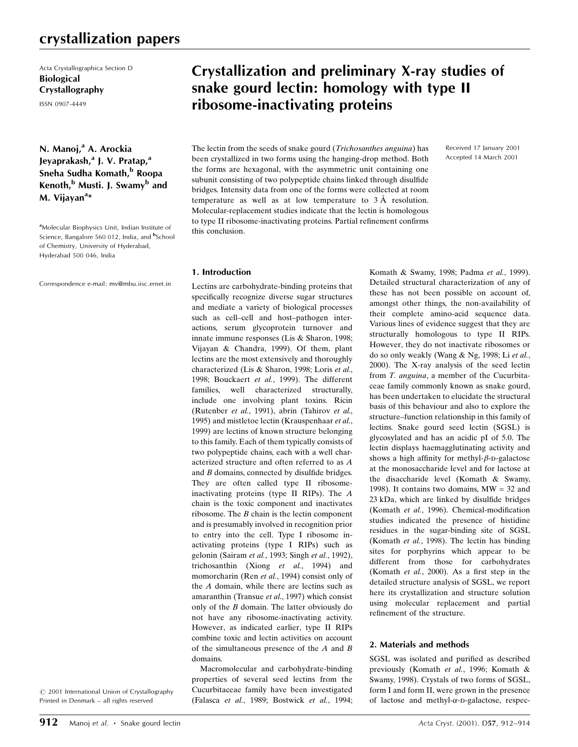# Crystallization and preliminary X-ray studies of snake gourd lectin: homology with type II ribosome-inactivating proteins

Acta Crystallographica Section D
**Biological Crystallography**
ISSN 0907-4449

**N. Manoj,[a] A. Arockia Jeyaprakash,[a] J. V. Pratap,[a] Sneha Sudha Komath,[b] Roopa Kenoth,[b] Musti. J. Swamy[b] and M. Vijayan[a]***

[a]Molecular Biophysics Unit, Indian Institute of Science, Bangalore 560 012, India, and [b]School of Chemistry, University of Hyderabad, Hyderabad 500 046, India

Correspondence e-mail: mv@mbu.iisc.ernet.in

© 2001 International Union of Crystallography
Printed in Denmark – all rights reserved

Received 17 January 2001
Accepted 14 March 2001

The lectin from the seeds of snake gourd (*Trichosanthes anguina*) has been crystallized in two forms using the hanging-drop method. Both the forms are hexagonal, with the asymmetric unit containing one subunit consisting of two polypeptide chains linked through disulfide bridges. Intensity data from one of the forms were collected at room temperature as well as at low temperature to 3 Å resolution. Molecular-replacement studies indicate that the lectin is homologous to type II ribosome-inactivating proteins. Partial refinement confirms this conclusion.

## 1. Introduction

Lectins are carbohydrate-binding proteins that specifically recognize diverse sugar structures and mediate a variety of biological processes such as cell–cell and host–pathogen interactions, serum glycoprotein turnover and innate immune responses (Lis & Sharon, 1998; Vijayan & Chandra, 1999). Of them, plant lectins are the most extensively and thoroughly characterized (Lis & Sharon, 1998; Loris *et al.*, 1998; Bouckaert *et al.*, 1999). The different families, well characterized structurally, include one involving plant toxins. Ricin (Rutenber *et al.*, 1991), abrin (Tahirov *et al.*, 1995) and mistletoe lectin (Krauspenhaar *et al.*, 1999) are lectins of known structure belonging to this family. Each of them typically consists of two polypeptide chains, each with a well characterized structure and often referred to as *A* and *B* domains, connected by disulfide bridges. They are often called type II ribosome-inactivating proteins (type II RIPs). The *A* chain is the toxic component and inactivates ribosome. The *B* chain is the lectin component and is presumably involved in recognition prior to entry into the cell. Type I ribosome inactivating proteins (type I RIPs) such as gelonin (Sairam *et al.*, 1993; Singh *et al.*, 1992), trichosanthin (Xiong *et al.*, 1994) and momorcharin (Ren *et al.*, 1994) consist only of the *A* domain, while there are lectins such as amaranthin (Transue *et al.*, 1997) which consist only of the *B* domain. The latter obviously do not have any ribosome-inactivating activity. However, as indicated earlier, type II RIPs combine toxic and lectin activities on account of the simultaneous presence of the *A* and *B* domains.

Macromolecular and carbohydrate-binding properties of several seed lectins from the Cucurbitaceae family have been investigated (Falasca *et al.*, 1989; Bostwick *et al.*, 1994; Komath & Swamy, 1998; Padma *et al.*, 1999). Detailed structural characterization of any of these has not been possible on account of, amongst other things, the non-availability of their complete amino-acid sequence data. Various lines of evidence suggest that they are structurally homologous to type II RIPs. However, they do not inactivate ribosomes or do so only weakly (Wang & Ng, 1998; Li *et al.*, 2000). The X-ray analysis of the seed lectin from *T. anguina*, a member of the Cucurbitaceae family commonly known as snake gourd, has been undertaken to elucidate the structural basis of this behaviour and also to explore the structure–function relationship in this family of lectins. Snake gourd seed lectin (SGSL) is glycosylated and has an acidic pI of 5.0. The lectin displays haemagglutinating activity and shows a high affinity for methyl-$\beta$-D-galactose at the monosaccharide level and for lactose at the disaccharide level (Komath & Swamy, 1998). It contains two domains, MW = 32 and 23 kDa, which are linked by disulfide bridges (Komath *et al.*, 1996). Chemical-modification studies indicated the presence of histidine residues in the sugar-binding site of SGSL (Komath *et al.*, 1998). The lectin has binding sites for porphyrins which appear to be different from those for carbohydrates (Komath *et al.*, 2000). As a first step in the detailed structure analysis of SGSL, we report here its crystallization and structure solution using molecular replacement and partial refinement of the structure.

## 2. Materials and methods

SGSL was isolated and purified as described previously (Komath *et al.*, 1996; Komath & Swamy, 1998). Crystals of two forms of SGSL, form I and form II, were grown in the presence of lactose and methyl-$\alpha$-D-galactose, respec-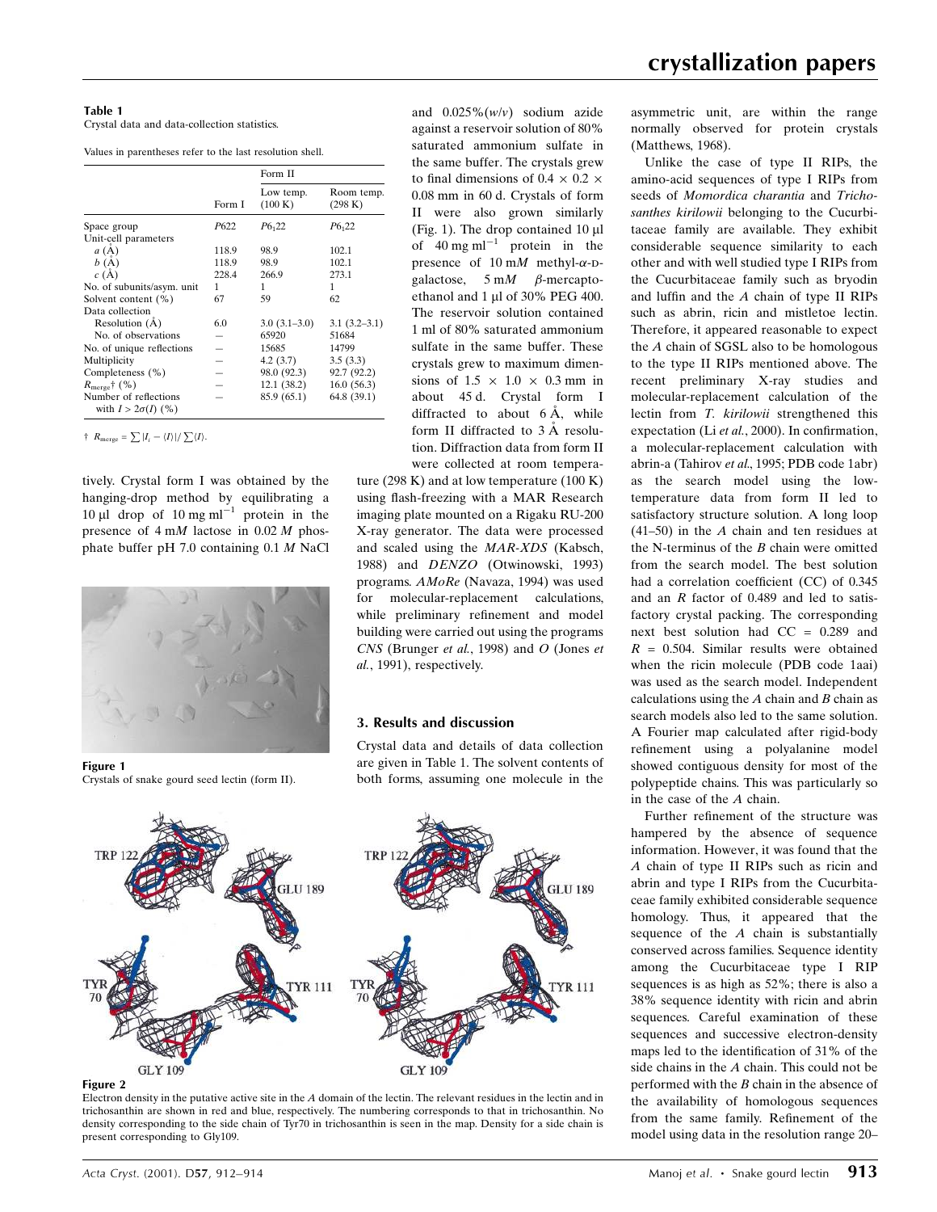**Table 1**
Crystal data and data-collection statistics.

Values in parentheses refer to the last resolution shell.

| | Form I | Form II | |
|---|---|---|---|
| | | Low temp. (100 K) | Room temp. (298 K) |
| Space group | $P622$ | $P6_122$ | $P6_122$ |
| Unit-cell parameters | | | |
| $a$ (Å) | 118.9 | 98.9 | 102.1 |
| $b$ (Å) | 118.9 | 98.9 | 102.1 |
| $c$ (Å) | 228.4 | 266.9 | 273.1 |
| No. of subunits/asym. unit | 1 | 1 | 1 |
| Solvent content (%) | 67 | 59 | 62 |
| Data collection | | | |
| Resolution (Å) | 6.0 | 3.0 (3.1–3.0) | 3.1 (3.2–3.1) |
| No. of observations | — | 65920 | 51684 |
| No. of unique reflections | — | 15685 | 14799 |
| Multiplicity | — | 4.2 (3.7) | 3.5 (3.3) |
| Completeness (%) | — | 98.0 (92.3) | 92.7 (92.2) |
| $R_{\rm merge}$† (%) | — | 12.1 (38.2) | 16.0 (56.3) |
| Number of reflections with $I > 2\sigma(I)$ (%) | — | 85.9 (65.1) | 64.8 (39.1) |

† $R_{\rm merge} = \sum |I_i - \langle I \rangle| / \sum \langle I \rangle$.

tively. Crystal form I was obtained by the hanging-drop method by equilibrating a 10 µl drop of 10 mg ml$^{-1}$ protein in the presence of 4 m*M* lactose in 0.02 *M* phosphate buffer pH 7.0 containing 0.1 *M* NaCl and 0.025%(*w*/*v*) sodium azide against a reservoir solution of 80% saturated ammonium sulfate in the same buffer. The crystals grew to final dimensions of 0.4 × 0.2 × 0.08 mm in 60 d. Crystals of form II were also grown similarly (Fig. 1). The drop contained 10 µl of 40 mg ml$^{-1}$ protein in the presence of 10 m*M* methyl-α-D-galactose, 5 m*M* β-mercaptoethanol and 1 µl of 30% PEG 400. The reservoir solution contained 1 ml of 80% saturated ammonium sulfate in the same buffer. These crystals grew to maximum dimensions of 1.5 × 1.0 × 0.3 mm in about 45 d. Crystal form I diffracted to about 6 Å, while form II diffracted to 3 Å resolution. Diffraction data from form II were collected at room temperature (298 K) and at low temperature (100 K) using flash-freezing with a MAR Research imaging plate mounted on a Rigaku RU-200 X-ray generator. The data were processed and scaled using the *MAR-XDS* (Kabsch, 1988) and *DENZO* (Otwinowski, 1993) programs. *AMoRe* (Navaza, 1994) was used for molecular-replacement calculations, while preliminary refinement and model building were carried out using the programs *CNS* (Brunger *et al.*, 1998) and *O* (Jones *et al.*, 1991), respectively.

**Figure 1**
Crystals of snake gourd seed lectin (form II).

## 3. Results and discussion

Crystal data and details of data collection are given in Table 1. The solvent contents of both forms, assuming one molecule in the asymmetric unit, are within the range normally observed for protein crystals (Matthews, 1968).

Unlike the case of type II RIPs, the amino-acid sequences of type I RIPs from seeds of *Momordica charantia* and *Trichosanthes kirilowii* belonging to the Cucurbitaceae family are available. They exhibit considerable sequence similarity to each other and with well studied type I RIPs from the Cucurbitaceae family such as bryodin and luffin and the *A* chain of type II RIPs such as abrin, ricin and mistletoe lectin. Therefore, it appeared reasonable to expect the *A* chain of SGSL also to be homologous to the type II RIPs mentioned above. The recent preliminary X-ray studies and molecular-replacement calculation of the lectin from *T. kirilowii* strengthened this expectation (Li *et al.*, 2000). In confirmation, a molecular-replacement calculation with abrin-a (Tahirov *et al.*, 1995; PDB code 1abr) as the search model using the low-temperature data from form II led to satisfactory structure solution. A long loop (41–50) in the *A* chain and ten residues at the N-terminus of the *B* chain were omitted from the search model. The best solution had a correlation coefficient (CC) of 0.345 and an *R* factor of 0.489 and led to satisfactory crystal packing. The corresponding next best solution had CC = 0.289 and *R* = 0.504. Similar results were obtained when the ricin molecule (PDB code 1aai) was used as the search model. Independent calculations using the *A* chain and *B* chain as search models also led to the same solution. A Fourier map calculated after rigid-body refinement using a polyalanine model showed contiguous density for most of the polypeptide chains. This was particularly so in the case of the *A* chain.

Further refinement of the structure was hampered by the absence of sequence information. However, it was found that the *A* chain of type II RIPs such as ricin and abrin and type I RIPs from the Cucurbitaceae family exhibited considerable sequence homology. Thus, it appeared that the sequence of the *A* chain is substantially conserved across families. Sequence identity among the Cucurbitaceae type I RIP sequences is as high as 52%; there is also a 38% sequence identity with ricin and abrin sequences. Careful examination of these sequences and successive electron-density maps led to the identification of 31% of the side chains in the *A* chain. This could not be performed with the *B* chain in the absence of the availability of homologous sequences from the same family. Refinement of the model using data in the resolution range 20–

**Figure 2**
Electron density in the putative active site in the *A* domain of the lectin. The relevant residues in the lectin and in trichosanthin are shown in red and blue, respectively. The numbering corresponds to that in trichosanthin. No density corresponding to the side chain of Tyr70 in trichosanthin is seen in the map. Density for a side chain is present corresponding to Gly109.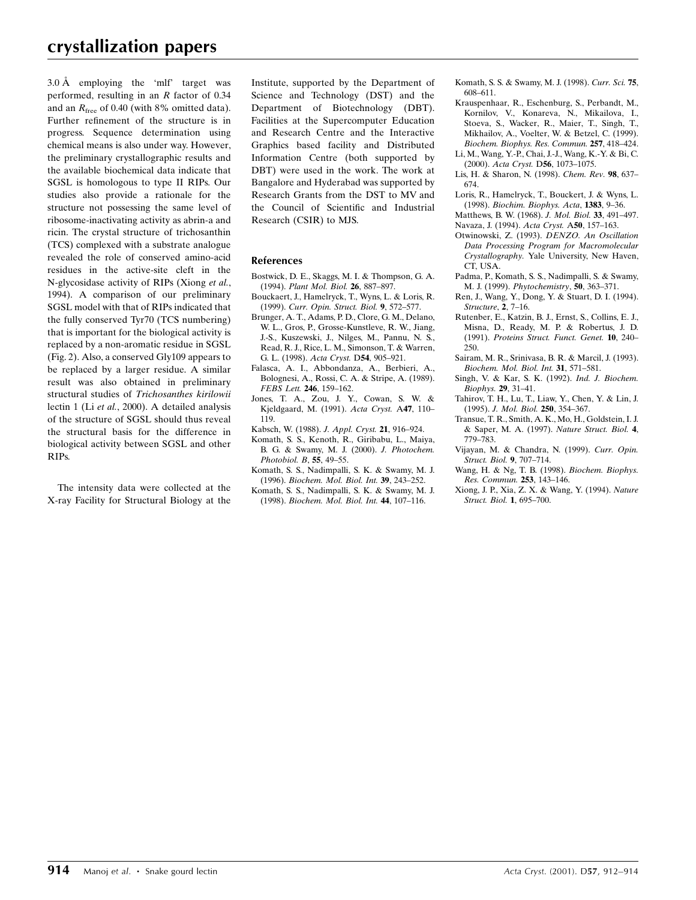3.0 Å employing the 'mlf' target was performed, resulting in an $R$ factor of 0.34 and an $R_{free}$ of 0.40 (with 8% omitted data). Further refinement of the structure is in progress. Sequence determination using chemical means is also under way. However, the preliminary crystallographic results and the available biochemical data indicate that SGSL is homologous to type II RIPs. Our studies also provide a rationale for the structure not possessing the same level of ribosome-inactivating activity as abrin-a and ricin. The crystal structure of trichosanthin (TCS) complexed with a substrate analogue revealed the role of conserved amino-acid residues in the active-site cleft in the N-glycosidase activity of RIPs (Xiong *et al.*, 1994). A comparison of our preliminary SGSL model with that of RIPs indicated that the fully conserved Tyr70 (TCS numbering) that is important for the biological activity is replaced by a non-aromatic residue in SGSL (Fig. 2). Also, a conserved Gly109 appears to be replaced by a larger residue. A similar result was also obtained in preliminary structural studies of *Trichosanthes kirilowii* lectin 1 (Li *et al.*, 2000). A detailed analysis of the structure of SGSL should thus reveal the structural basis for the difference in biological activity between SGSL and other RIPs.

The intensity data were collected at the X-ray Facility for Structural Biology at the Institute, supported by the Department of Science and Technology (DST) and the Department of Biotechnology (DBT). Facilities at the Supercomputer Education and Research Centre and the Interactive Graphics based facility and Distributed Information Centre (both supported by DBT) were used in the work. The work at Bangalore and Hyderabad was supported by Research Grants from the DST to MV and the Council of Scientific and Industrial Research (CSIR) to MJS.

## References

Bostwick, D. E., Skaggs, M. I. & Thompson, G. A. (1994). *Plant Mol. Biol.* **26**, 887–897.

Bouckaert, J., Hamelryck, T., Wyns, L. & Loris, R. (1999). *Curr. Opin. Struct. Biol.* **9**, 572–577.

Brunger, A. T., Adams, P. D., Clore, G. M., Delano, W. L., Gros, P., Grosse-Kunstleve, R. W., Jiang, J.-S., Kuszewski, J., Nilges, M., Pannu, N. S., Read, R. J., Rice, L. M., Simonson, T. & Warren, G. L. (1998). *Acta Cryst.* D**54**, 905–921.

Falasca, A. I., Abbondanza, A., Berbieri, A., Bolognesi, A., Rossi, C. A. & Stripe, A. (1989). *FEBS Lett.* **246**, 159–162.

Jones, T. A., Zou, J. Y., Cowan, S. W. & Kjeldgaard, M. (1991). *Acta Cryst.* A**47**, 110–119.

Kabsch, W. (1988). *J. Appl. Cryst.* **21**, 916–924.

Komath, S. S., Kenoth, R., Giribabu, L., Maiya, B. G. & Swamy, M. J. (2000). *J. Photochem. Photobiol. B*, **55**, 49–55.

Komath, S. S., Nadimpalli, S. K. & Swamy, M. J. (1996). *Biochem. Mol. Biol. Int.* **39**, 243–252.

Komath, S. S., Nadimpalli, S. K. & Swamy, M. J. (1998). *Biochem. Mol. Biol. Int.* **44**, 107–116.

Komath, S. S. & Swamy, M. J. (1998). *Curr. Sci.* **75**, 608–611.

Krauspenhaar, R., Eschenburg, S., Perbandt, M., Kornilov, V., Konareva, N., Mikailova, I., Stoeva, S., Wacker, R., Maier, T., Singh, T., Mikhailov, A., Voelter, W. & Betzel, C. (1999). *Biochem. Biophys. Res. Commun.* **257**, 418–424.

Li, M., Wang, Y.-P., Chai, J.-J., Wang, K.-Y. & Bi, C. (2000). *Acta Cryst.* D**56**, 1073–1075.

Lis, H. & Sharon, N. (1998). *Chem. Rev.* **98**, 637–674.

Loris, R., Hamelryck, T., Bouckert, J. & Wyns, L. (1998). *Biochim. Biophys. Acta*, **1383**, 9–36.

Matthews, B. W. (1968). *J. Mol. Biol.* **33**, 491–497.

Navaza, J. (1994). *Acta Cryst.* A**50**, 157–163.

Otwinowski, Z. (1993). *DENZO. An Oscillation Data Processing Program for Macromolecular Crystallography.* Yale University, New Haven, CT, USA.

Padma, P., Komath, S. S., Nadimpalli, S. & Swamy, M. J. (1999). *Phytochemistry*, **50**, 363–371.

Ren, J., Wang, Y., Dong, Y. & Stuart, D. I. (1994). *Structure*, **2**, 7–16.

Rutenber, E., Katzin, B. J., Ernst, S., Collins, E. J., Misna, D., Ready, M. P. & Robertus, J. D. (1991). *Proteins Struct. Funct. Genet.* **10**, 240–250.

Sairam, M. R., Srinivasa, B. R. & Marcil, J. (1993). *Biochem. Mol. Biol. Int.* **31**, 571–581.

Singh, V. & Kar, S. K. (1992). *Ind. J. Biochem. Biophys.* **29**, 31–41.

Tahirov, T. H., Lu, T., Liaw, Y., Chen, Y. & Lin, J. (1995). *J. Mol. Biol.* **250**, 354–367.

Transue, T. R., Smith, A. K., Mo, H., Goldstein, I. J. & Saper, M. A. (1997). *Nature Struct. Biol.* **4**, 779–783.

Vijayan, M. & Chandra, N. (1999). *Curr. Opin. Struct. Biol.* **9**, 707–714.

Wang, H. & Ng, T. B. (1998). *Biochem. Biophys. Res. Commun.* **253**, 143–146.

Xiong, J. P., Xia, Z. X. & Wang, Y. (1994). *Nature Struct. Biol.* **1**, 695–700.